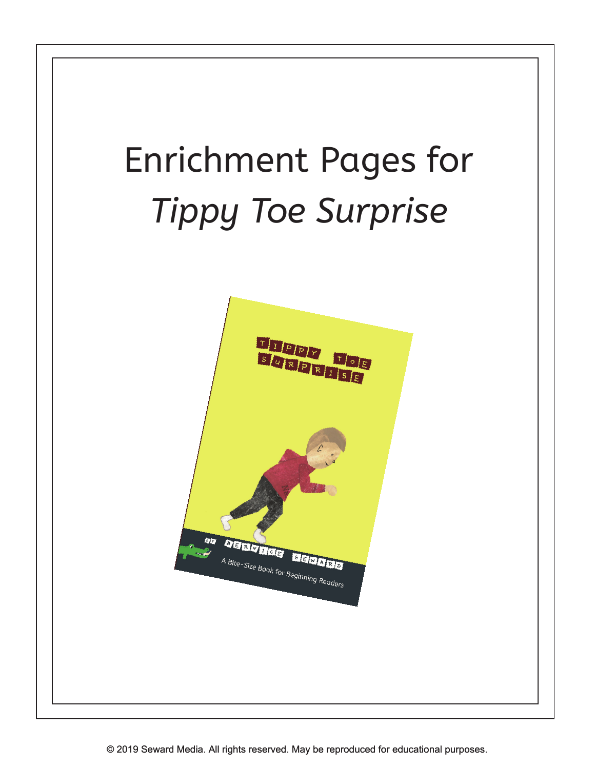# Enrichment Pages for *Tippy Toe Surprise*

© 2019 Seward Media. All rights reserved. May be reproduced for educational purposes.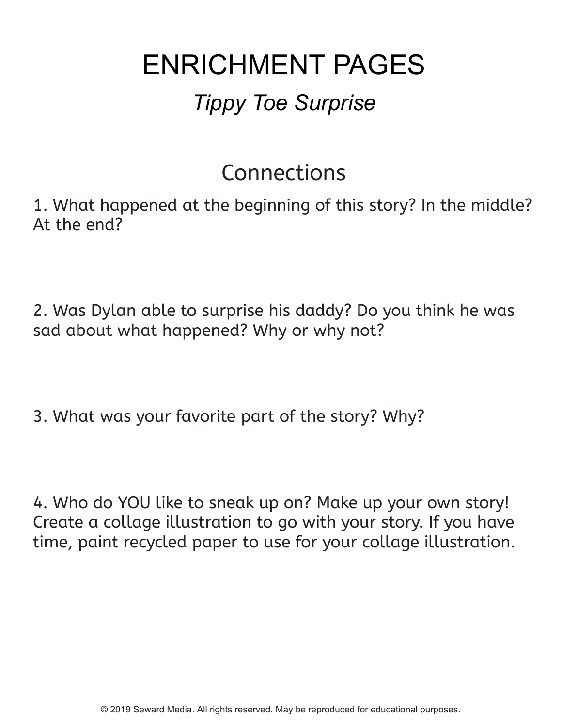# ENRICHMENT PAGES

## *Tippy Toe Surprise*

## Connections

1. What happened at the beginning of this story? In the middle? At the end?

2. Was Dylan able to surprise his daddy? Do you think he was sad about what happened? Why or why not?

3. What was your favorite part of the story? Why?

4. Who do YOU like to sneak up on? Make up your own story! Create a collage illustration to go with your story. If you have time, paint recycled paper to use for your collage illustration.

© 2019 Seward Media. All rights reserved. May be reproduced for educational purposes.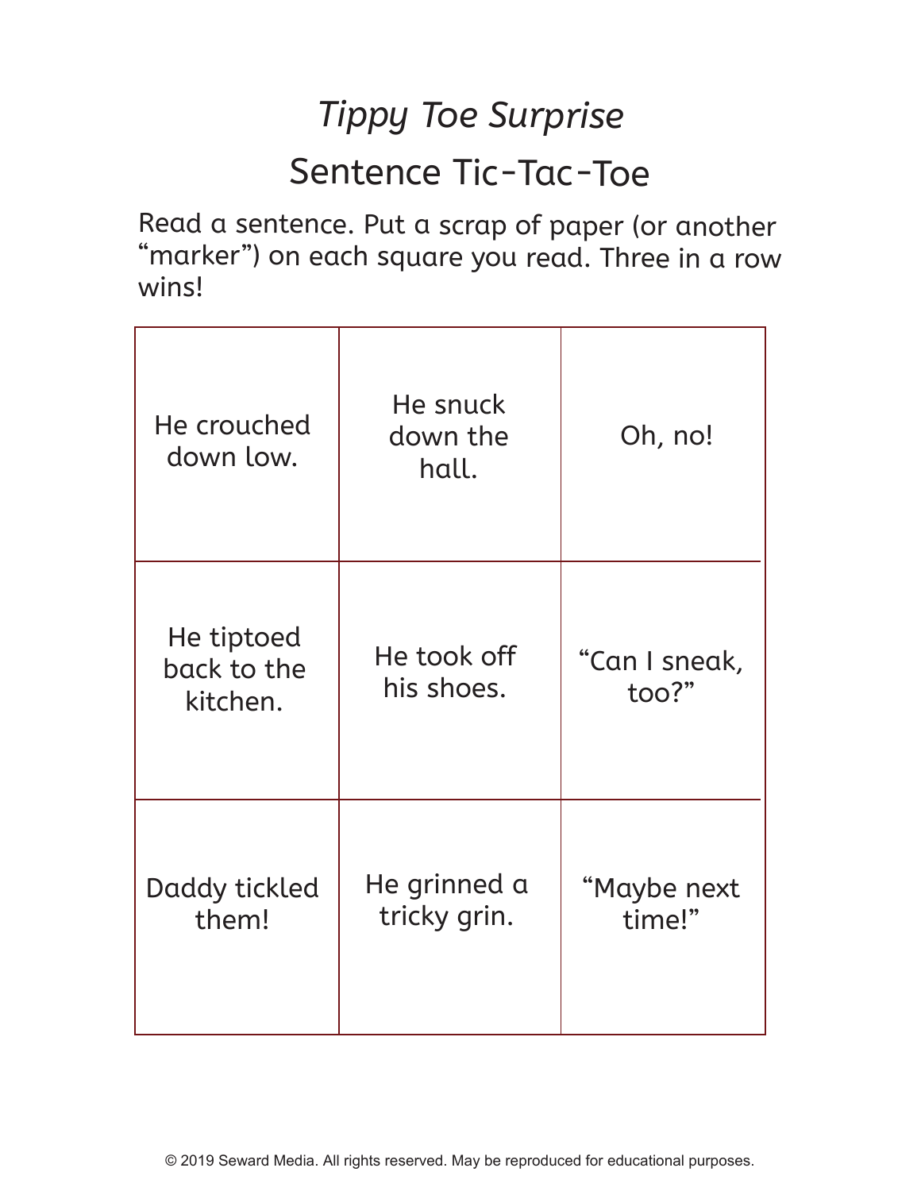# *Tippy Toe Surprise*

## Sentence Tic-Tac-Toe

Read a sentence. Put a scrap of paper (or another "marker") on each square you read. Three in a row wins!

| | | |
|---|---|---|
| He crouched down low. | He snuck down the hall. | Oh, no! |
| He tiptoed back to the kitchen. | He took off his shoes. | "Can I sneak, too?" |
| Daddy tickled them! | He grinned a tricky grin. | "Maybe next time!" |

© 2019 Seward Media. All rights reserved. May be reproduced for educational purposes.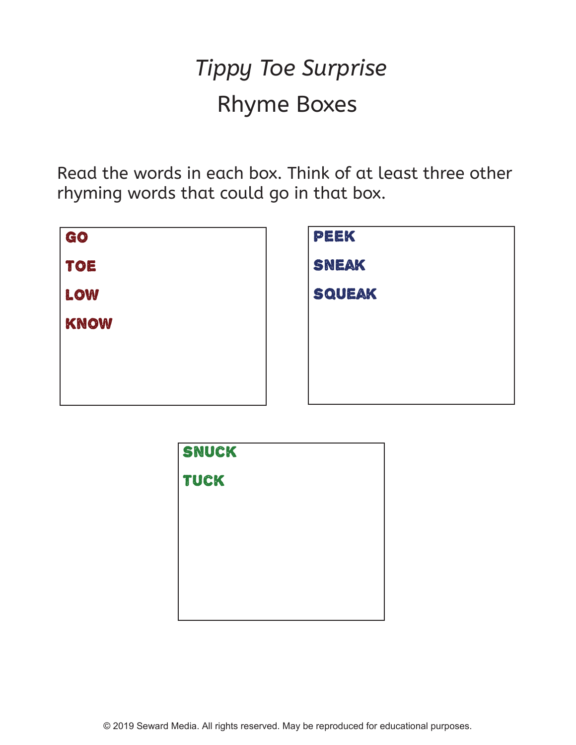# *Tippy Toe Surprise*

## Rhyme Boxes

Read the words in each box. Think of at least three other rhyming words that could go in that box.

**GO**

**TOE**

**LOW**

**KNOW**

**PEEK**

**SNEAK**

**SQUEAK**

**SNUCK**

**TUCK**

© 2019 Seward Media. All rights reserved. May be reproduced for educational purposes.